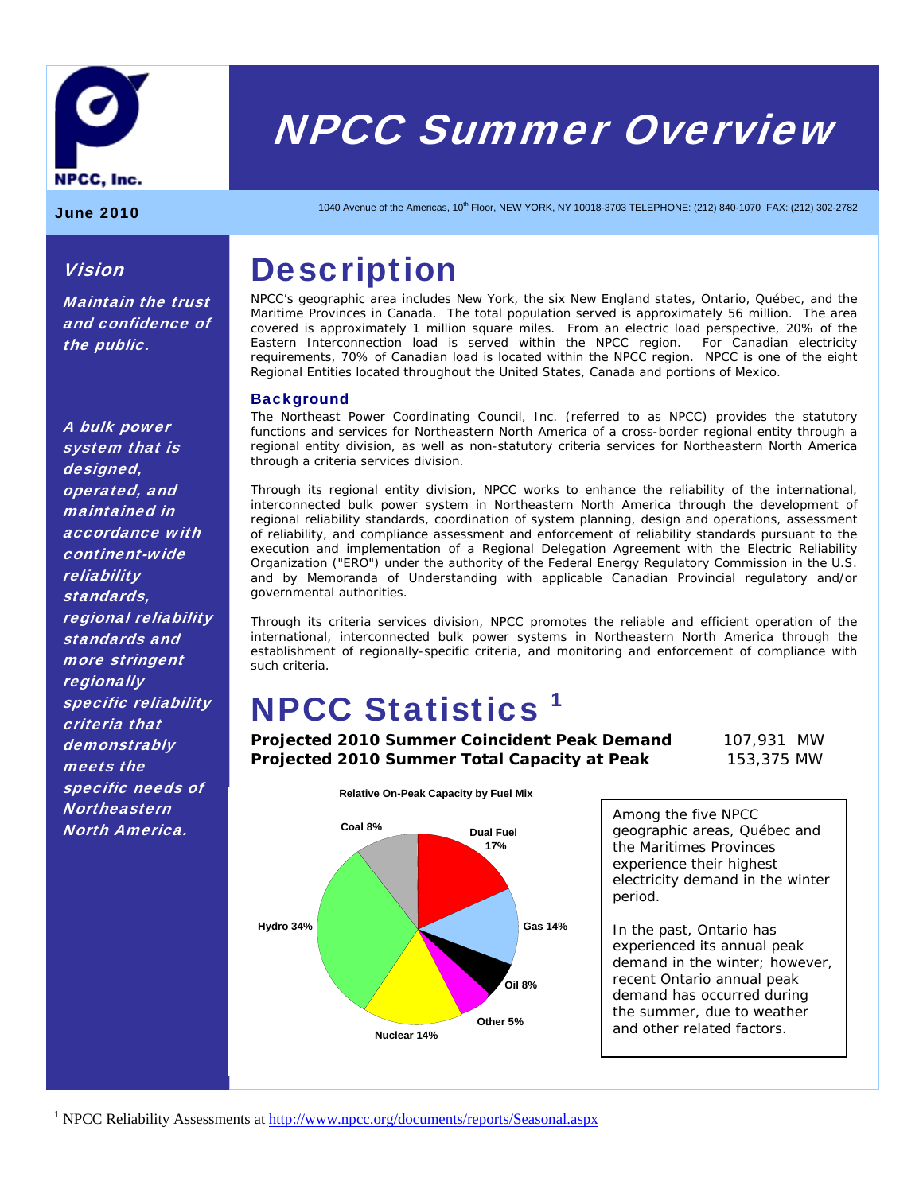# NPCC Summer Overview

NPCC, Inc.

**June 2010**

1040 Avenue of the Americas, 10th Floor, NEW YORK, NY 10018-3703 TELEPHONE: (212) 840-1070 FAX: (212) 302-2782

### *Vision*

***Maintain the trust and confidence of the public.***

***A bulk power system that is designed, operated, and maintained in accordance with continent-wide reliability standards, regional reliability standards and more stringent regionally specific reliability criteria that demonstrably meets the specific needs of Northeastern North America.***

# Description

NPCC's geographic area includes New York, the six New England states, Ontario, Québec, and the Maritime Provinces in Canada. The total population served is approximately 56 million. The area covered is approximately 1 million square miles. From an electric load perspective, 20% of the Eastern Interconnection load is served within the NPCC region. For Canadian electricity requirements, 70% of Canadian load is located within the NPCC region. NPCC is one of the eight Regional Entities located throughout the United States, Canada and portions of Mexico.

### Background

The Northeast Power Coordinating Council, Inc. (referred to as NPCC) provides the statutory functions and services for Northeastern North America of a cross-border regional entity through a regional entity division, as well as non-statutory criteria services for Northeastern North America through a criteria services division.

Through its regional entity division, NPCC works to enhance the reliability of the international, interconnected bulk power system in Northeastern North America through the development of regional reliability standards, coordination of system planning, design and operations, assessment of reliability, and compliance assessment and enforcement of reliability standards pursuant to the execution and implementation of a Regional Delegation Agreement with the Electric Reliability Organization ("ERO") under the authority of the Federal Energy Regulatory Commission in the U.S. and by Memoranda of Understanding with applicable Canadian Provincial regulatory and/or governmental authorities.

Through its criteria services division, NPCC promotes the reliable and efficient operation of the international, interconnected bulk power systems in Northeastern North America through the establishment of regionally-specific criteria, and monitoring and enforcement of compliance with such criteria.

# NPCC Statistics [1]

| | |
|---|---|
| **Projected 2010 Summer Coincident Peak Demand** | 107,931 MW |
| **Projected 2010 Summer Total Capacity at Peak** | 153,375 MW |

**Relative On-Peak Capacity by Fuel Mix**

| Fuel | Share |
|---|---|
| Dual Fuel | 17% |
| Gas | 14% |
| Oil | 8% |
| Other | 5% |
| Nuclear | 14% |
| Hydro | 34% |
| Coal | 8% |

Among the five NPCC geographic areas, Québec and the Maritimes Provinces experience their highest electricity demand in the winter period.

In the past, Ontario has experienced its annual peak demand in the winter; however, recent Ontario annual peak demand has occurred during the summer, due to weather and other related factors.

[1] NPCC Reliability Assessments at http://www.npcc.org/documents/reports/Seasonal.aspx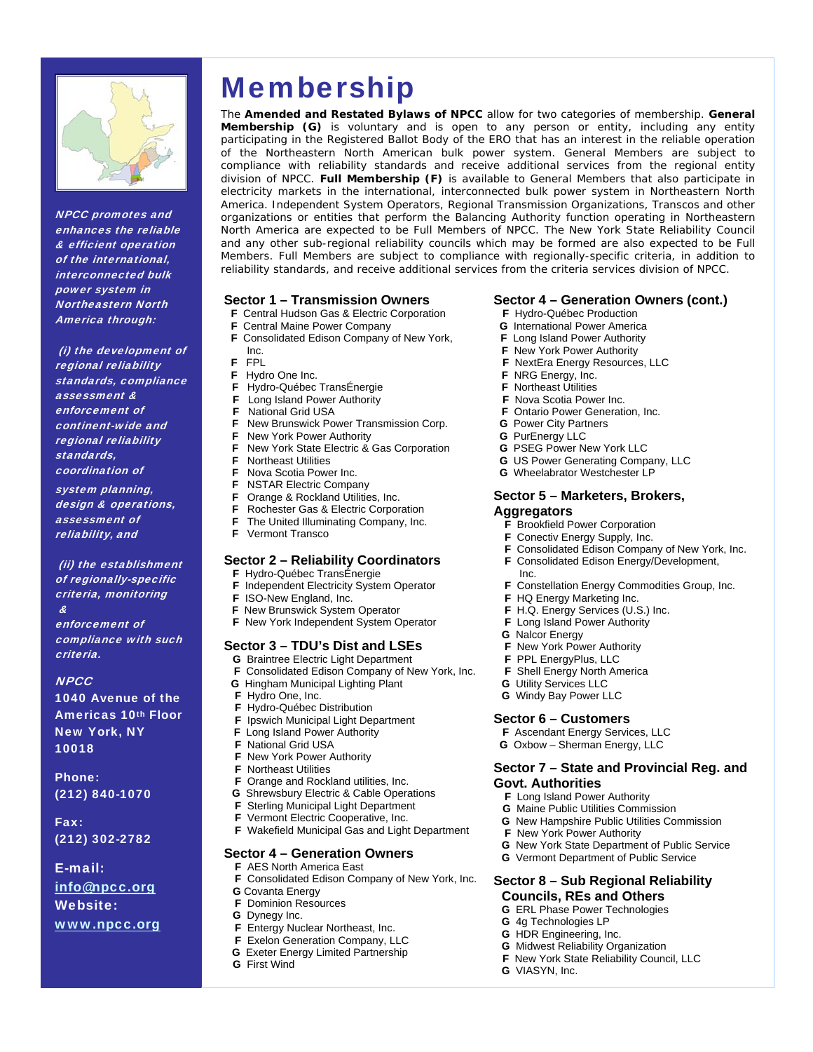# Membership

The **Amended and Restated Bylaws of NPCC** allow for two categories of membership. **General Membership (G)** is voluntary and is open to any person or entity, including any entity participating in the Registered Ballot Body of the ERO that has an interest in the reliable operation of the Northeastern North American bulk power system. General Members are subject to compliance with reliability standards and receive additional services from the regional entity division of NPCC. **Full Membership (F)** is available to General Members that also participate in electricity markets in the international, interconnected bulk power system in Northeastern North America. Independent System Operators, Regional Transmission Organizations, Transcos and other organizations or entities that perform the Balancing Authority function operating in Northeastern North America are expected to be Full Members of NPCC. The New York State Reliability Council and any other sub-regional reliability councils which may be formed are also expected to be Full Members. Full Members are subject to compliance with regionally-specific criteria, in addition to reliability standards, and receive additional services from the criteria services division of NPCC.

### Sector 1 – Transmission Owners

- **F** Central Hudson Gas & Electric Corporation
- **F** Central Maine Power Company
- **F** Consolidated Edison Company of New York, Inc.
- **F** FPL
- **F** Hydro One Inc.
- **F** Hydro-Québec TransÉnergie
- **F** Long Island Power Authority
- **F** National Grid USA
- **F** New Brunswick Power Transmission Corp.
- **F** New York Power Authority
- **F** New York State Electric & Gas Corporation
- **F** Northeast Utilities
- **F** Nova Scotia Power Inc.
- **F** NSTAR Electric Company
- **F** Orange & Rockland Utilities, Inc.
- **F** Rochester Gas & Electric Corporation
- **F** The United Illuminating Company, Inc.
- **F** Vermont Transco

### Sector 2 – Reliability Coordinators

- **F** Hydro-Québec TransÉnergie
- **F** Independent Electricity System Operator
- **F** ISO-New England, Inc.
- **F** New Brunswick System Operator
- **F** New York Independent System Operator

### Sector 3 – TDU's Dist and LSEs

- **G** Braintree Electric Light Department
- **F** Consolidated Edison Company of New York, Inc.
- **G** Hingham Municipal Lighting Plant
- **F** Hydro One, Inc.
- **F** Hydro-Québec Distribution
- **F** Ipswich Municipal Light Department
- **F** Long Island Power Authority
- **F** National Grid USA
- **F** New York Power Authority
- **F** Northeast Utilities
- **F** Orange and Rockland utilities, Inc.
- **G** Shrewsbury Electric & Cable Operations
- **F** Sterling Municipal Light Department
- **F** Vermont Electric Cooperative, Inc.
- **F** Wakefield Municipal Gas and Light Department

### Sector 4 – Generation Owners

- **F** AES North America East
- **F** Consolidated Edison Company of New York, Inc.
- **G** Covanta Energy
- **F** Dominion Resources
- **G** Dynegy Inc.
- **F** Entergy Nuclear Northeast, Inc.
- **F** Exelon Generation Company, LLC
- **G** Exeter Energy Limited Partnership
- **G** First Wind

### Sector 4 – Generation Owners (cont.)

- **F** Hydro-Québec Production
- **G** International Power America
- **F** Long Island Power Authority
- **F** New York Power Authority
- **F** NextEra Energy Resources, LLC
- **F** NRG Energy, Inc.
- **F** Northeast Utilities
- **F** Nova Scotia Power Inc.
- **F** Ontario Power Generation, Inc.
- **G** Power City Partners
- **G** PurEnergy LLC
- **G** PSEG Power New York LLC
- **G** US Power Generating Company, LLC
- **G** Wheelabrator Westchester LP

### Sector 5 – Marketers, Brokers, Aggregators

- **F** Brookfield Power Corporation
- **F** Conectiv Energy Supply, Inc.
- **F** Consolidated Edison Company of New York, Inc.
- **F** Consolidated Edison Energy/Development, Inc.
- **F** Constellation Energy Commodities Group, Inc.
- **F** HQ Energy Marketing Inc.
- **F** H.Q. Energy Services (U.S.) Inc.
- **F** Long Island Power Authority
- **G** Nalcor Energy
- **F** New York Power Authority
- **F** PPL EnergyPlus, LLC
- **F** Shell Energy North America
- **G** Utility Services LLC
- **G** Windy Bay Power LLC

### Sector 6 – Customers

- **F** Ascendant Energy Services, LLC
- **G** Oxbow – Sherman Energy, LLC

### Sector 7 – State and Provincial Reg. and Govt. Authorities

- **F** Long Island Power Authority
- **G** Maine Public Utilities Commission
- **G** New Hampshire Public Utilities Commission
- **F** New York Power Authority
- **G** New York State Department of Public Service
- **G** Vermont Department of Public Service

### Sector 8 – Sub Regional Reliability Councils, REs and Others

- **G** ERL Phase Power Technologies
- **G** 4g Technologies LP
- **G** HDR Engineering, Inc.
- **G** Midwest Reliability Organization
- **F** New York State Reliability Council, LLC
- **G** VIASYN, Inc.

*NPCC promotes and enhances the reliable & efficient operation of the international, interconnected bulk power system in Northeastern North America through:*

*(i) the development of regional reliability standards, compliance assessment & enforcement of continent-wide and regional reliability standards, coordination of system planning, design & operations, assessment of reliability, and*

*(ii) the establishment of regionally-specific criteria, monitoring & enforcement of compliance with such criteria.*

*NPCC*
**1040 Avenue of the Americas 10th Floor**
**New York, NY 10018**

**Phone:**
**(212) 840-1070**

**Fax:**
**(212) 302-2782**

**E-mail:**
**info@npcc.org**
**Website:**
**www.npcc.org**